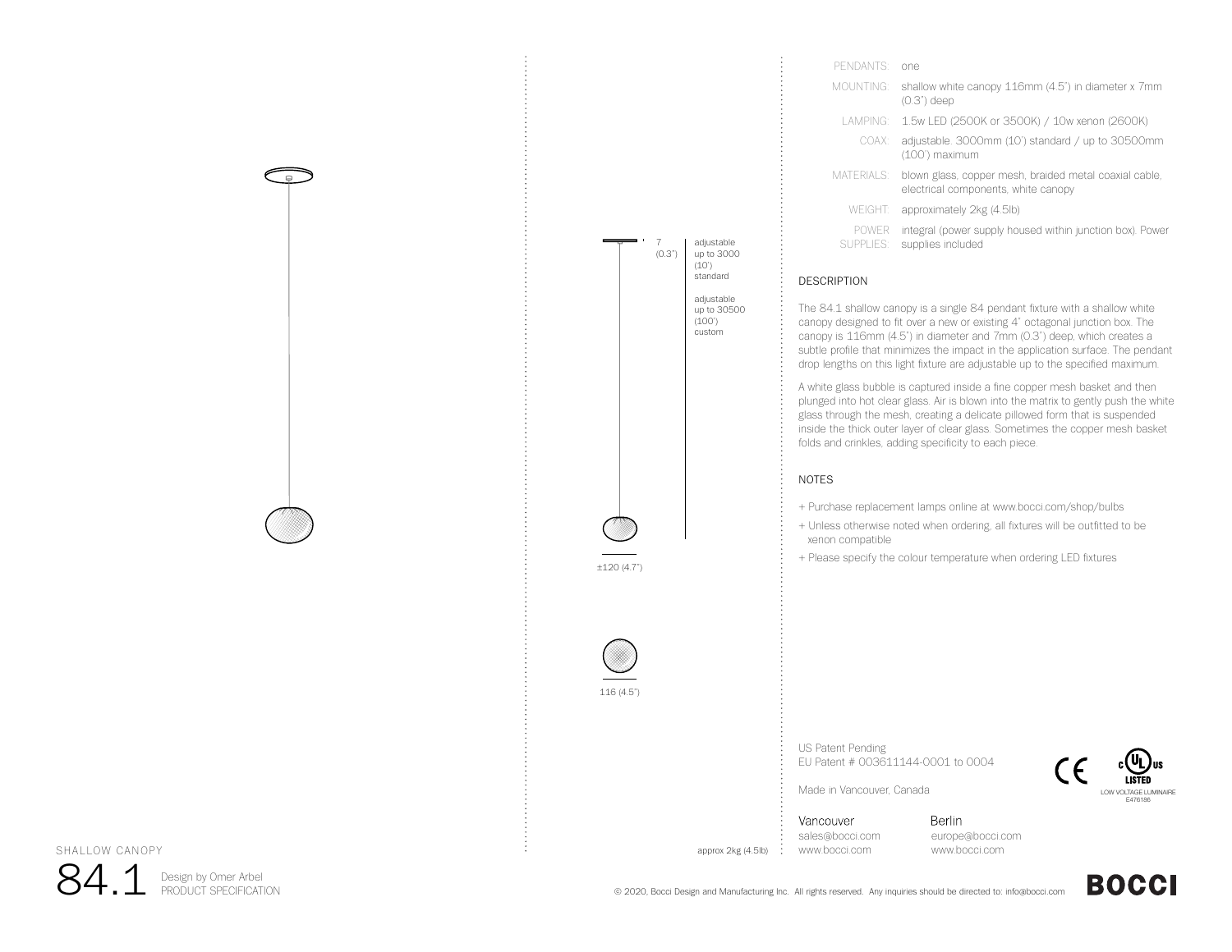| | |
|---|---|
| PENDANTS: | one |
| MOUNTING: | shallow white canopy 116mm (4.5") in diameter x 7mm (0.3") deep |
| LAMPING: | 1.5w LED (2500K or 3500K) / 10w xenon (2600K) |
| COAX: | adjustable. 3000mm (10') standard / up to 30500mm (100') maximum |
| MATERIALS: | blown glass, copper mesh, braided metal coaxial cable, electrical components, white canopy |
| WEIGHT: | approximately 2kg (4.5lb) |
| POWER SUPPLIES: | integral (power supply housed within junction box). Power supplies included |

7 (0.3")

adjustable up to 3000 (10') standard

adjustable up to 30500 (100') custom

±120 (4.7")

116 (4.5")

approx 2kg (4.5lb)

## DESCRIPTION

The 84.1 shallow canopy is a single 84 pendant fixture with a shallow white canopy designed to fit over a new or existing 4" octagonal junction box. The canopy is 116mm (4.5") in diameter and 7mm (0.3") deep, which creates a subtle profile that minimizes the impact in the application surface. The pendant drop lengths on this light fixture are adjustable up to the specified maximum.

A white glass bubble is captured inside a fine copper mesh basket and then plunged into hot clear glass. Air is blown into the matrix to gently push the white glass through the mesh, creating a delicate pillowed form that is suspended inside the thick outer layer of clear glass. Sometimes the copper mesh basket folds and crinkles, adding specificity to each piece.

## NOTES

+ Purchase replacement lamps online at www.bocci.com/shop/bulbs
+ Unless otherwise noted when ordering, all fixtures will be outfitted to be xenon compatible
+ Please specify the colour temperature when ordering LED fixtures

US Patent Pending
EU Patent # 003611144-0001 to 0004

Made in Vancouver, Canada

CE — cULus LISTED LOW VOLTAGE LUMINAIRE E476186

Vancouver
sales@bocci.com
www.bocci.com

Berlin
europe@bocci.com
www.bocci.com

SHALLOW CANOPY

# 84.1

Design by Omer Arbel
PRODUCT SPECIFICATION

© 2020, Bocci Design and Manufacturing Inc. All rights reserved. Any inquiries should be directed to: info@bocci.com

BOCCI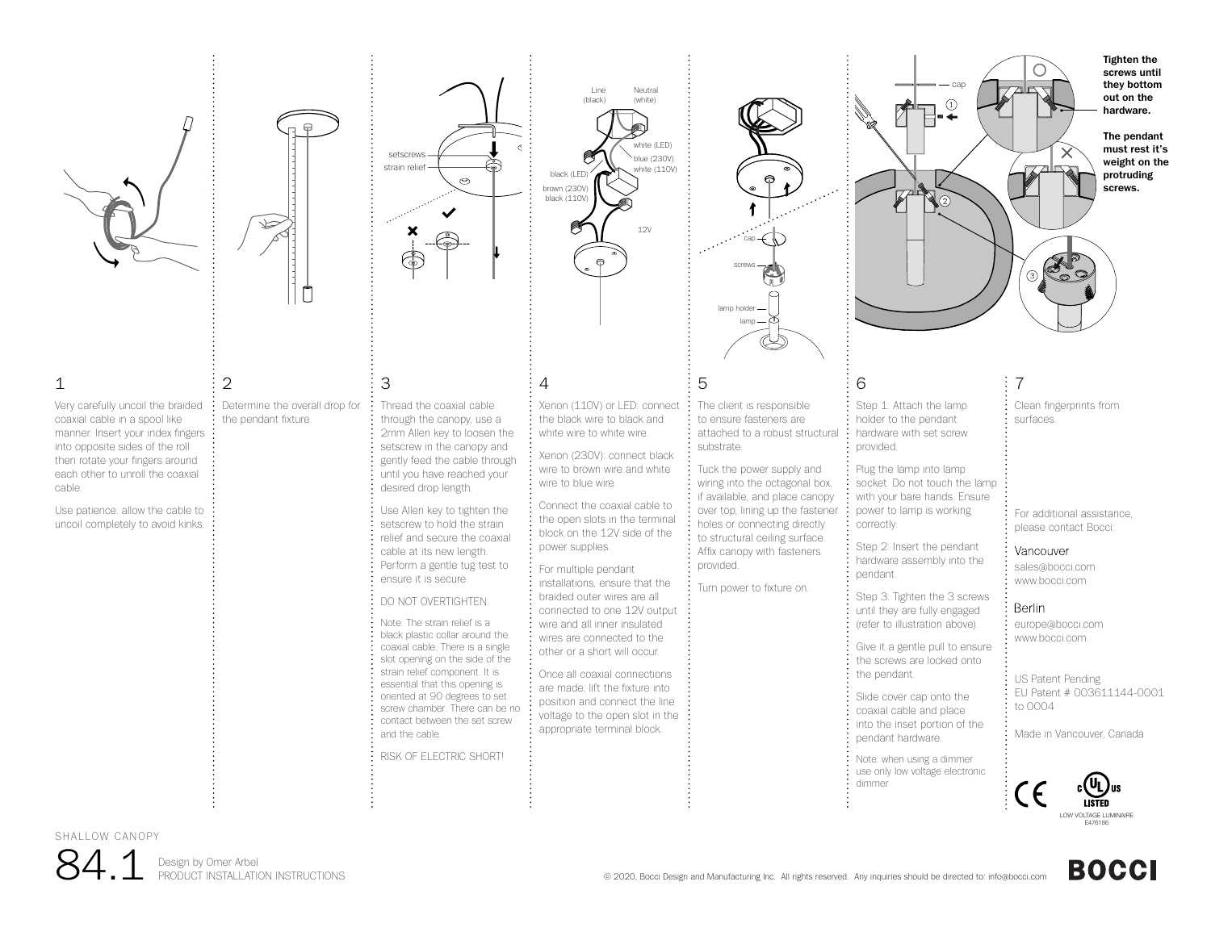## 1

Very carefully uncoil the braided coaxial cable in a spool like manner. Insert your index fingers into opposite sides of the roll then rotate your fingers around each other to unroll the coaxial cable.

Use patience: allow the cable to uncoil completely to avoid kinks.

## 2

Determine the overall drop for the pendant fixture.

## 3

Thread the coaxial cable through the canopy, use a 2mm Allen key to loosen the setscrew in the canopy and gently feed the cable through until you have reached your desired drop length.

Use Allen key to tighten the setscrew to hold the strain relief and secure the coaxial cable at its new length. Perform a gentle tug test to ensure it is secure.

DO NOT OVERTIGHTEN.

Note: The strain relief is a black plastic collar around the coaxial cable. There is a single slot opening on the side of the strain relief component. It is essential that this opening is oriented at 90 degrees to set screw chamber. There can be no contact between the set screw and the cable.

RISK OF ELECTRIC SHORT!

## 4

Xenon (110V) or LED: connect the black wire to black and white wire to white wire.

Xenon (230V): connect black wire to brown wire and white wire to blue wire.

Connect the coaxial cable to the open slots in the terminal block on the 12V side of the power supplies.

For multiple pendant installations, ensure that the braided outer wires are all connected to one 12V output wire and all inner insulated wires are connected to the other or a short will occur.

Once all coaxial connections are made, lift the fixture into position and connect the line voltage to the open slot in the appropriate terminal block.

## 5

The client is responsible to ensure fasteners are attached to a robust structural substrate.

Tuck the power supply and wiring into the octagonal box, if available, and place canopy over top, lining up the fastener holes or connecting directly to structural ceiling surface. Affix canopy with fasteners provided.

Turn power to fixture on.

## 6

**Tighten the screws until they bottom out on the hardware.**

**The pendant must rest it's weight on the protruding screws.**

Step 1: Attach the lamp holder to the pendant hardware with set screw provided.

Plug the lamp into lamp socket. Do not touch the lamp with your bare hands. Ensure power to lamp is working correctly.

Step 2: Insert the pendant hardware assembly into the pendant.

Step 3: Tighten the 3 screws until they are fully engaged (refer to illustration above).

Give it a gentle pull to ensure the screws are locked onto the pendant.

Slide cover cap onto the coaxial cable and place into the inset portion of the pendant hardware.

Note: when using a dimmer use only low voltage electronic dimmer

## 7

Clean fingerprints from surfaces.

For additional assistance, please contact Bocci:

Vancouver
sales@bocci.com
www.bocci.com

Berlin
europe@bocci.com
www.bocci.com

US Patent Pending
EU Patent # 003611144-0001 to 0004

Made in Vancouver, Canada

LOW VOLTAGE LUMINAIRE
E476186

SHALLOW CANOPY

# 84.1

Design by Omer Arbel
PRODUCT INSTALLATION INSTRUCTIONS

© 2020, Bocci Design and Manufacturing Inc. All rights reserved. Any inquiries should be directed to: info@bocci.com

BOCCI